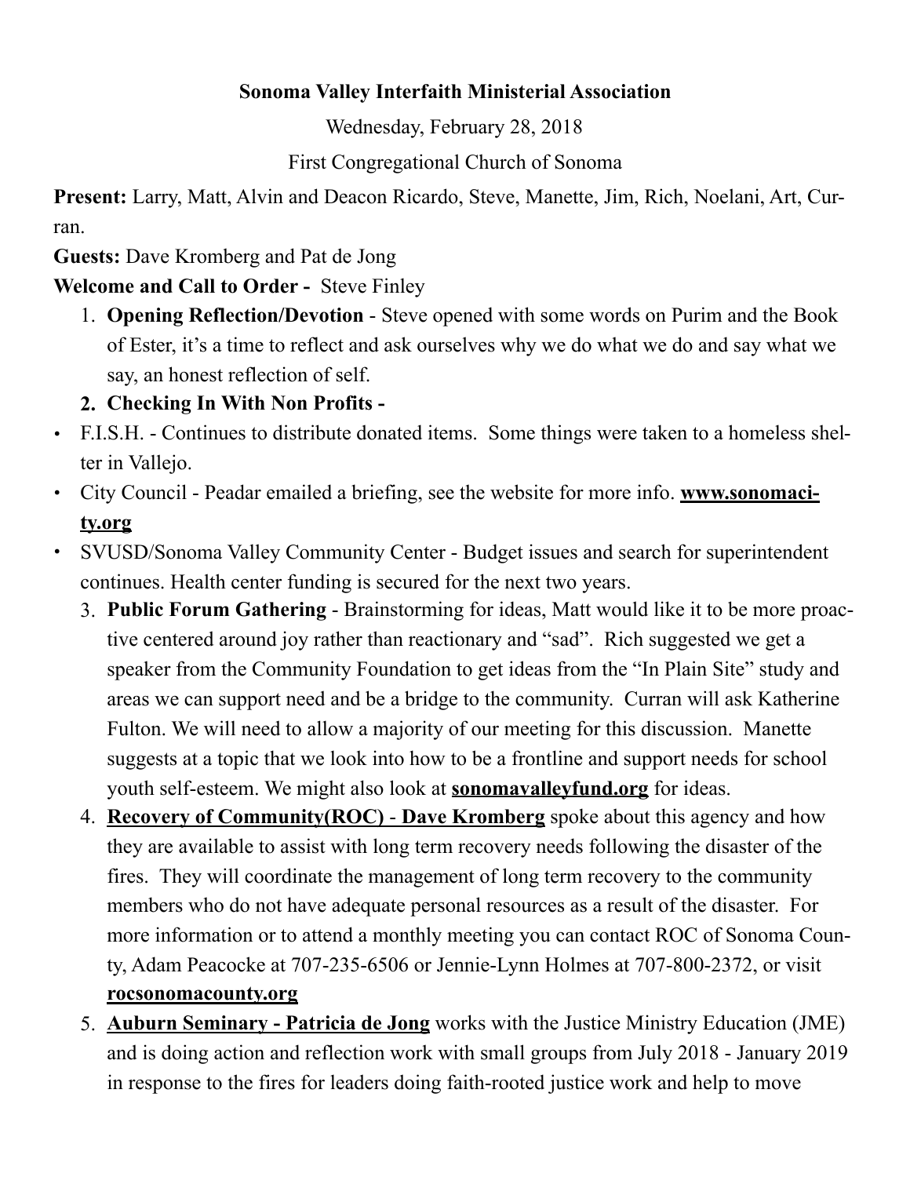**Sonoma Valley Interfaith Ministerial Association**

Wednesday, February 28, 2018

First Congregational Church of Sonoma

**Present:** Larry, Matt, Alvin and Deacon Ricardo, Steve, Manette, Jim, Rich, Noelani, Art, Curran.

**Guests:** Dave Kromberg and Pat de Jong

**Welcome and Call to Order -** Steve Finley

1. **Opening Reflection/Devotion** - Steve opened with some words on Purim and the Book of Ester, it's a time to reflect and ask ourselves why we do what we do and say what we say, an honest reflection of self.
2. **Checking In With Non Profits -**

- F.I.S.H. - Continues to distribute donated items. Some things were taken to a homeless shelter in Vallejo.
- City Council - Peadar emailed a briefing, see the website for more info. **www.sonomacity.org**
- SVUSD/Sonoma Valley Community Center - Budget issues and search for superintendent continues. Health center funding is secured for the next two years.

3. **Public Forum Gathering** - Brainstorming for ideas, Matt would like it to be more proactive centered around joy rather than reactionary and "sad". Rich suggested we get a speaker from the Community Foundation to get ideas from the "In Plain Site" study and areas we can support need and be a bridge to the community. Curran will ask Katherine Fulton. We will need to allow a majority of our meeting for this discussion. Manette suggests at a topic that we look into how to be a frontline and support needs for school youth self-esteem. We might also look at **sonomavalleyfund.org** for ideas.
4. **Recovery of Community(ROC) - Dave Kromberg** spoke about this agency and how they are available to assist with long term recovery needs following the disaster of the fires. They will coordinate the management of long term recovery to the community members who do not have adequate personal resources as a result of the disaster. For more information or to attend a monthly meeting you can contact ROC of Sonoma County, Adam Peacocke at 707-235-6506 or Jennie-Lynn Holmes at 707-800-2372, or visit **rocsonomacounty.org**
5. **Auburn Seminary - Patricia de Jong** works with the Justice Ministry Education (JME) and is doing action and reflection work with small groups from July 2018 - January 2019 in response to the fires for leaders doing faith-rooted justice work and help to move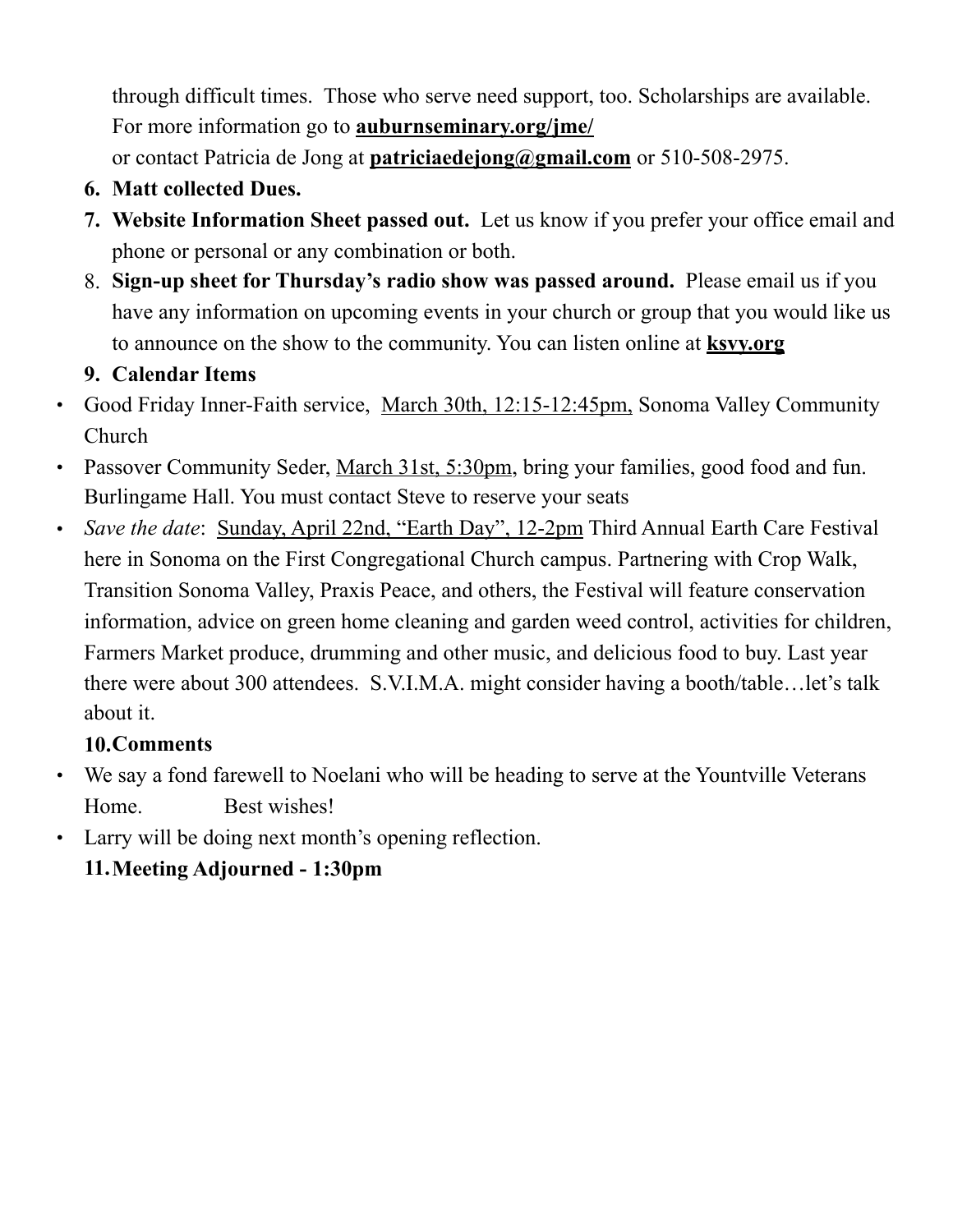through difficult times. Those who serve need support, too. Scholarships are available. For more information go to **auburnseminary.org/jme/**
or contact Patricia de Jong at **patriciaedejong@gmail.com** or 510-508-2975.

6. **Matt collected Dues.**
7. **Website Information Sheet passed out.** Let us know if you prefer your office email and phone or personal or any combination or both.
8. **Sign-up sheet for Thursday's radio show was passed around.** Please email us if you have any information on upcoming events in your church or group that you would like us to announce on the show to the community. You can listen online at **ksvy.org**
9. **Calendar Items**

- Good Friday Inner-Faith service, March 30th, 12:15-12:45pm, Sonoma Valley Community Church
- Passover Community Seder, March 31st, 5:30pm, bring your families, good food and fun. Burlingame Hall. You must contact Steve to reserve your seats
- *Save the date*: Sunday, April 22nd, "Earth Day", 12-2pm Third Annual Earth Care Festival here in Sonoma on the First Congregational Church campus. Partnering with Crop Walk, Transition Sonoma Valley, Praxis Peace, and others, the Festival will feature conservation information, advice on green home cleaning and garden weed control, activities for children, Farmers Market produce, drumming and other music, and delicious food to buy. Last year there were about 300 attendees. S.V.I.M.A. might consider having a booth/table…let's talk about it.

10. **Comments**

- We say a fond farewell to Noelani who will be heading to serve at the Yountville Veterans Home. Best wishes!
- Larry will be doing next month's opening reflection.

11. **Meeting Adjourned - 1:30pm**